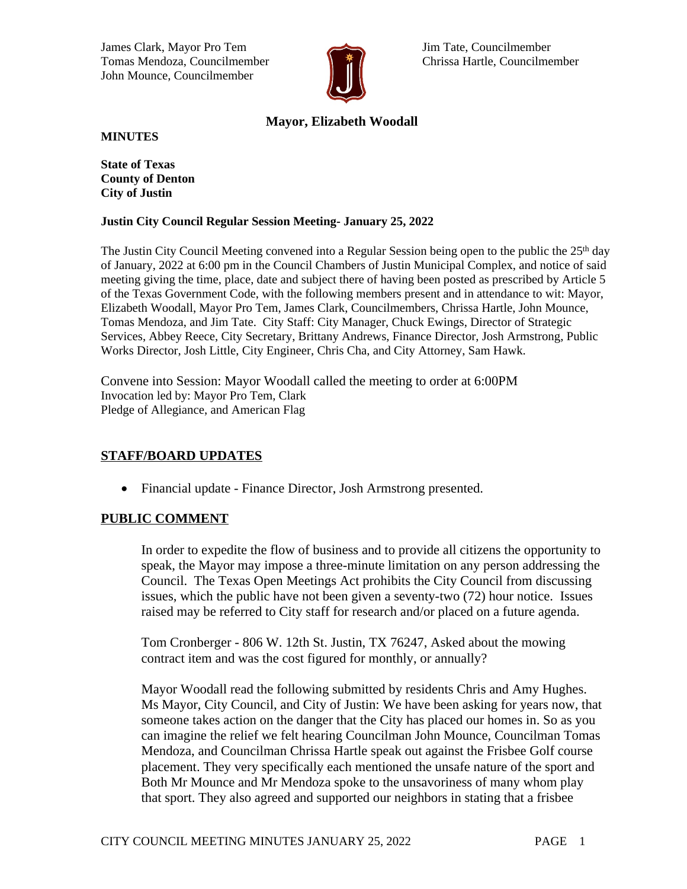James Clark, Mayor Pro Tem
Tomas Mendoza, Councilmember
John Mounce, Councilmember

Jim Tate, Councilmember
Chrissa Hartle, Councilmember

**Mayor, Elizabeth Woodall**

**MINUTES**

**State of Texas**
**County of Denton**
**City of Justin**

**Justin City Council Regular Session Meeting- January 25, 2022**

The Justin City Council Meeting convened into a Regular Session being open to the public the 25th day of January, 2022 at 6:00 pm in the Council Chambers of Justin Municipal Complex, and notice of said meeting giving the time, place, date and subject there of having been posted as prescribed by Article 5 of the Texas Government Code, with the following members present and in attendance to wit: Mayor, Elizabeth Woodall, Mayor Pro Tem, James Clark, Councilmembers, Chrissa Hartle, John Mounce, Tomas Mendoza, and Jim Tate. City Staff: City Manager, Chuck Ewings, Director of Strategic Services, Abbey Reece, City Secretary, Brittany Andrews, Finance Director, Josh Armstrong, Public Works Director, Josh Little, City Engineer, Chris Cha, and City Attorney, Sam Hawk.

Convene into Session: Mayor Woodall called the meeting to order at 6:00PM
Invocation led by: Mayor Pro Tem, Clark
Pledge of Allegiance, and American Flag

## STAFF/BOARD UPDATES

- Financial update - Finance Director, Josh Armstrong presented.

## PUBLIC COMMENT

In order to expedite the flow of business and to provide all citizens the opportunity to speak, the Mayor may impose a three-minute limitation on any person addressing the Council. The Texas Open Meetings Act prohibits the City Council from discussing issues, which the public have not been given a seventy-two (72) hour notice. Issues raised may be referred to City staff for research and/or placed on a future agenda.

Tom Cronberger - 806 W. 12th St. Justin, TX 76247, Asked about the mowing contract item and was the cost figured for monthly, or annually?

Mayor Woodall read the following submitted by residents Chris and Amy Hughes. Ms Mayor, City Council, and City of Justin: We have been asking for years now, that someone takes action on the danger that the City has placed our homes in. So as you can imagine the relief we felt hearing Councilman John Mounce, Councilman Tomas Mendoza, and Councilman Chrissa Hartle speak out against the Frisbee Golf course placement. They very specifically each mentioned the unsafe nature of the sport and Both Mr Mounce and Mr Mendoza spoke to the unsavoriness of many whom play that sport. They also agreed and supported our neighbors in stating that a frisbee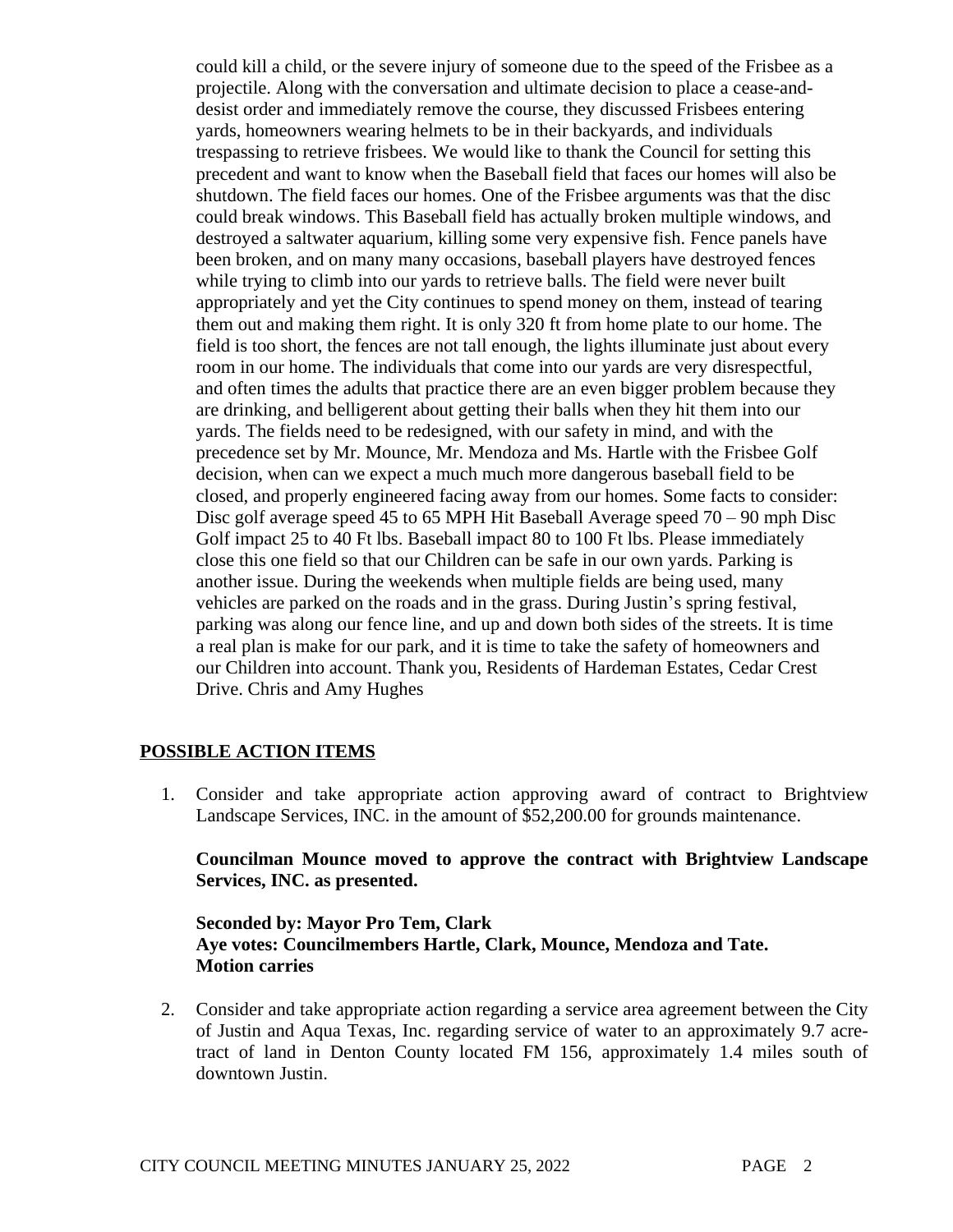could kill a child, or the severe injury of someone due to the speed of the Frisbee as a projectile. Along with the conversation and ultimate decision to place a cease-and-desist order and immediately remove the course, they discussed Frisbees entering yards, homeowners wearing helmets to be in their backyards, and individuals trespassing to retrieve frisbees. We would like to thank the Council for setting this precedent and want to know when the Baseball field that faces our homes will also be shutdown. The field faces our homes. One of the Frisbee arguments was that the disc could break windows. This Baseball field has actually broken multiple windows, and destroyed a saltwater aquarium, killing some very expensive fish. Fence panels have been broken, and on many many occasions, baseball players have destroyed fences while trying to climb into our yards to retrieve balls. The field were never built appropriately and yet the City continues to spend money on them, instead of tearing them out and making them right. It is only 320 ft from home plate to our home. The field is too short, the fences are not tall enough, the lights illuminate just about every room in our home. The individuals that come into our yards are very disrespectful, and often times the adults that practice there are an even bigger problem because they are drinking, and belligerent about getting their balls when they hit them into our yards. The fields need to be redesigned, with our safety in mind, and with the precedence set by Mr. Mounce, Mr. Mendoza and Ms. Hartle with the Frisbee Golf decision, when can we expect a much much more dangerous baseball field to be closed, and properly engineered facing away from our homes. Some facts to consider: Disc golf average speed 45 to 65 MPH Hit Baseball Average speed 70 – 90 mph Disc Golf impact 25 to 40 Ft lbs. Baseball impact 80 to 100 Ft lbs. Please immediately close this one field so that our Children can be safe in our own yards. Parking is another issue. During the weekends when multiple fields are being used, many vehicles are parked on the roads and in the grass. During Justin's spring festival, parking was along our fence line, and up and down both sides of the streets. It is time a real plan is make for our park, and it is time to take the safety of homeowners and our Children into account. Thank you, Residents of Hardeman Estates, Cedar Crest Drive. Chris and Amy Hughes

## POSSIBLE ACTION ITEMS

1. Consider and take appropriate action approving award of contract to Brightview Landscape Services, INC. in the amount of $52,200.00 for grounds maintenance.

   **Councilman Mounce moved to approve the contract with Brightview Landscape Services, INC. as presented.**

   **Seconded by: Mayor Pro Tem, Clark**
   **Aye votes: Councilmembers Hartle, Clark, Mounce, Mendoza and Tate.**
   **Motion carries**

2. Consider and take appropriate action regarding a service area agreement between the City of Justin and Aqua Texas, Inc. regarding service of water to an approximately 9.7 acre-tract of land in Denton County located FM 156, approximately 1.4 miles south of downtown Justin.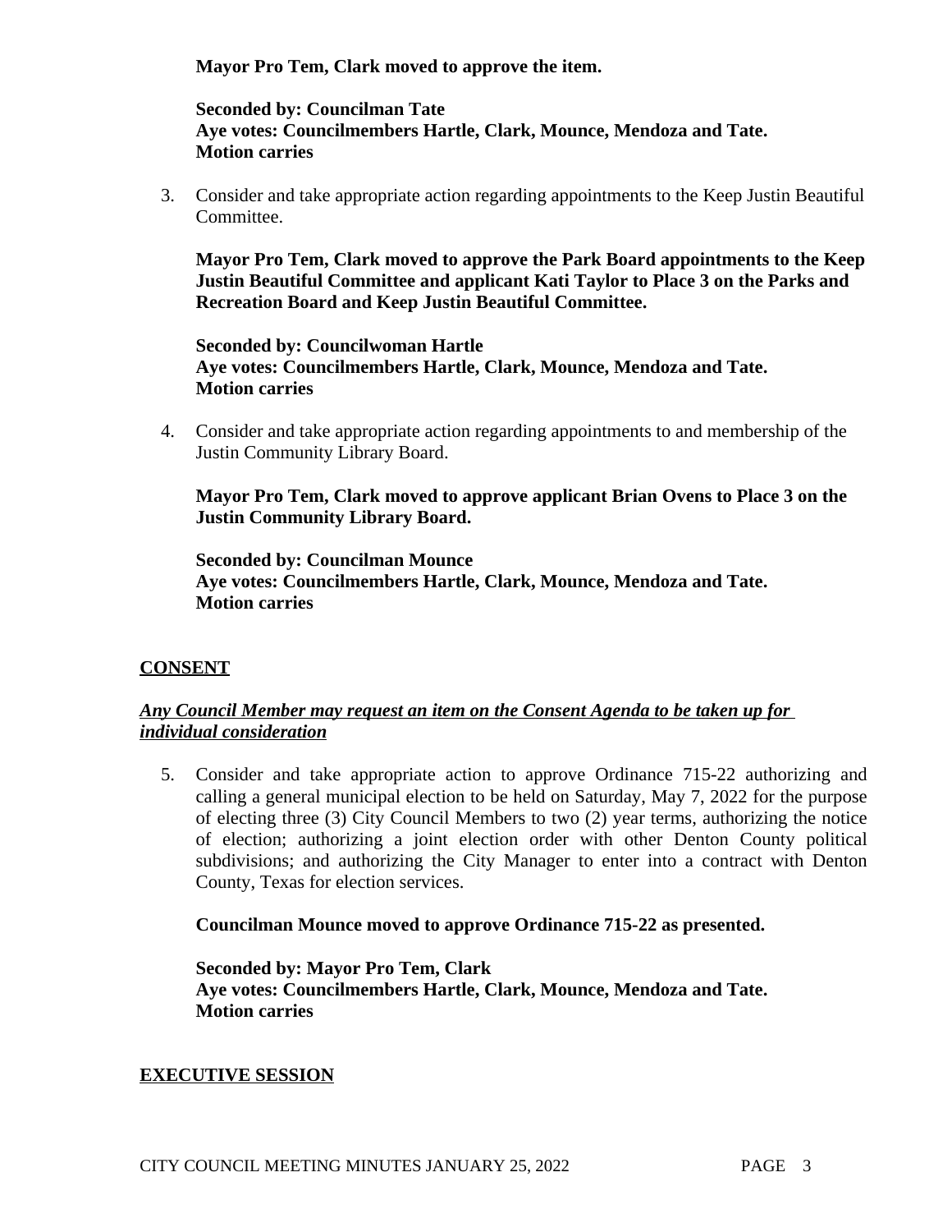**Mayor Pro Tem, Clark moved to approve the item.**

**Seconded by: Councilman Tate**
**Aye votes: Councilmembers Hartle, Clark, Mounce, Mendoza and Tate.**
**Motion carries**

3. Consider and take appropriate action regarding appointments to the Keep Justin Beautiful Committee.

   **Mayor Pro Tem, Clark moved to approve the Park Board appointments to the Keep Justin Beautiful Committee and applicant Kati Taylor to Place 3 on the Parks and Recreation Board and Keep Justin Beautiful Committee.**

   **Seconded by: Councilwoman Hartle**
   **Aye votes: Councilmembers Hartle, Clark, Mounce, Mendoza and Tate.**
   **Motion carries**

4. Consider and take appropriate action regarding appointments to and membership of the Justin Community Library Board.

   **Mayor Pro Tem, Clark moved to approve applicant Brian Ovens to Place 3 on the Justin Community Library Board.**

   **Seconded by: Councilman Mounce**
   **Aye votes: Councilmembers Hartle, Clark, Mounce, Mendoza and Tate.**
   **Motion carries**

## CONSENT

***Any Council Member may request an item on the Consent Agenda to be taken up for individual consideration***

5. Consider and take appropriate action to approve Ordinance 715-22 authorizing and calling a general municipal election to be held on Saturday, May 7, 2022 for the purpose of electing three (3) City Council Members to two (2) year terms, authorizing the notice of election; authorizing a joint election order with other Denton County political subdivisions; and authorizing the City Manager to enter into a contract with Denton County, Texas for election services.

   **Councilman Mounce moved to approve Ordinance 715-22 as presented.**

   **Seconded by: Mayor Pro Tem, Clark**
   **Aye votes: Councilmembers Hartle, Clark, Mounce, Mendoza and Tate.**
   **Motion carries**

## EXECUTIVE SESSION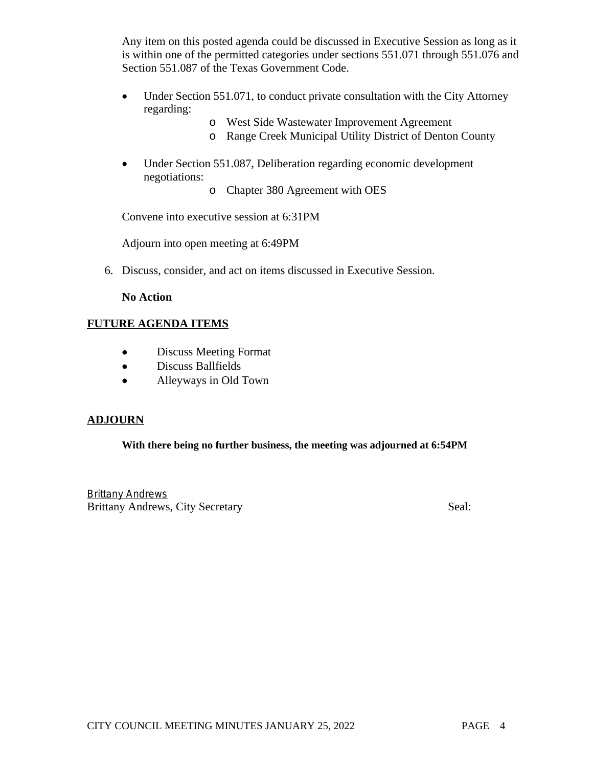Any item on this posted agenda could be discussed in Executive Session as long as it is within one of the permitted categories under sections 551.071 through 551.076 and Section 551.087 of the Texas Government Code.

- Under Section 551.071, to conduct private consultation with the City Attorney regarding:
  - West Side Wastewater Improvement Agreement
  - Range Creek Municipal Utility District of Denton County
- Under Section 551.087, Deliberation regarding economic development negotiations:
  - Chapter 380 Agreement with OES

Convene into executive session at 6:31PM

Adjourn into open meeting at 6:49PM

6. Discuss, consider, and act on items discussed in Executive Session.

   **No Action**

## FUTURE AGENDA ITEMS

- Discuss Meeting Format
- Discuss Ballfields
- Alleyways in Old Town

## ADJOURN

**With there being no further business, the meeting was adjourned at 6:54PM**

*Brittany Andrews*
Brittany Andrews, City Secretary

Seal: